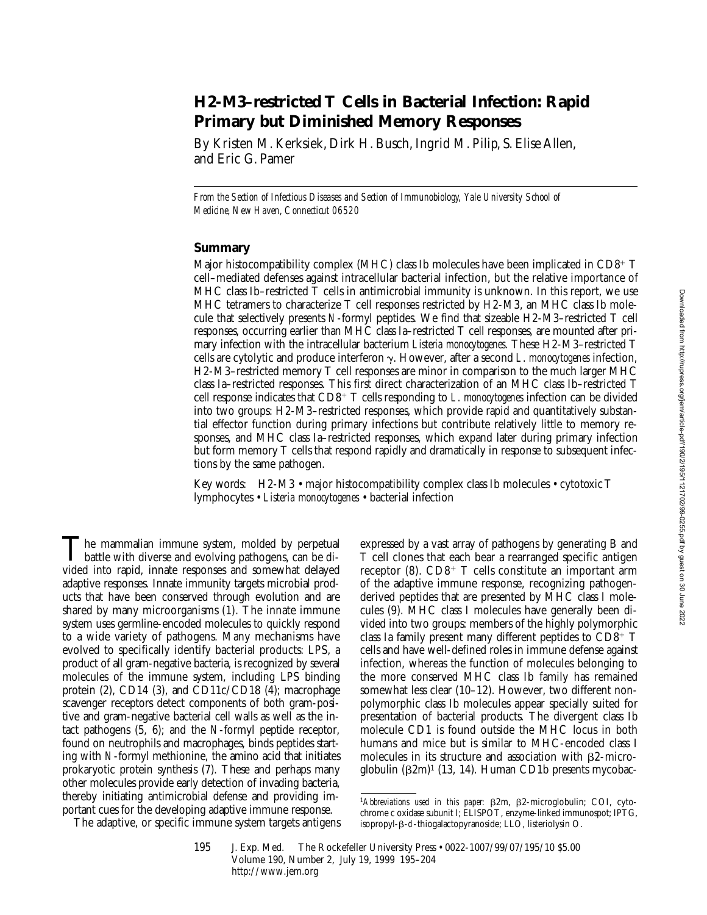# H2-M3–restricted T Cells in Bacterial Infection: Rapid Primary but Diminished Memory Responses

By Kristen M. Kerksiek, Dirk H. Busch, Ingrid M. Pilip, S. Elise Allen, and Eric G. Pamer

*From the Section of Infectious Diseases and Section of Immunobiology, Yale University School of Medicine, New Haven, Connecticut 06520*

## Summary

Major histocompatibility complex (MHC) class Ib molecules have been implicated in $CD8^+$ T cell–mediated defenses against intracellular bacterial infection, but the relative importance of MHC class Ib–restricted T cells in antimicrobial immunity is unknown. In this report, we use MHC tetramers to characterize T cell responses restricted by H2-M3, an MHC class Ib molecule that selectively presents *N*-formyl peptides. We find that sizeable H2-M3–restricted T cell responses, occurring earlier than MHC class Ia–restricted T cell responses, are mounted after primary infection with the intracellular bacterium *Listeria monocytogenes*. These H2-M3–restricted T cells are cytolytic and produce interferon γ. However, after a second *L. monocytogenes* infection, H2-M3–restricted memory T cell responses are minor in comparison to the much larger MHC class Ia–restricted responses. This first direct characterization of an MHC class Ib–restricted T cell response indicates that $CD8^+$ T cells responding to *L. monocytogenes* infection can be divided into two groups: H2-M3–restricted responses, which provide rapid and quantitatively substantial effector function during primary infections but contribute relatively little to memory responses, and MHC class Ia–restricted responses, which expand later during primary infection but form memory T cells that respond rapidly and dramatically in response to subsequent infections by the same pathogen.

Key words: H2-M3 • major histocompatibility complex class Ib molecules • cytotoxic T lymphocytes • *Listeria monocytogenes* • bacterial infection

The mammalian immune system, molded by perpetual battle with diverse and evolving pathogens, can be divided into rapid, innate responses and somewhat delayed adaptive responses. Innate immunity targets microbial products that have been conserved through evolution and are shared by many microorganisms (1). The innate immune system uses germline-encoded molecules to quickly respond to a wide variety of pathogens. Many mechanisms have evolved to specifically identify bacterial products: LPS, a product of all gram-negative bacteria, is recognized by several molecules of the immune system, including LPS binding protein (2), CD14 (3), and CD11c/CD18 (4); macrophage scavenger receptors detect components of both gram-positive and gram-negative bacterial cell walls as well as the intact pathogens (5, 6); and the *N*-formyl peptide receptor, found on neutrophils and macrophages, binds peptides starting with *N*-formyl methionine, the amino acid that initiates prokaryotic protein synthesis (7). These and perhaps many other molecules provide early detection of invading bacteria, thereby initiating antimicrobial defense and providing important cues for the developing adaptive immune response.

The adaptive, or specific immune system targets antigens expressed by a vast array of pathogens by generating B and T cell clones that each bear a rearranged specific antigen receptor (8). $CD8^+$ T cells constitute an important arm of the adaptive immune response, recognizing pathogen-derived peptides that are presented by MHC class I molecules (9). MHC class I molecules have generally been divided into two groups: members of the highly polymorphic class Ia family present many different peptides to $CD8^+$ T cells and have well-defined roles in immune defense against infection, whereas the function of molecules belonging to the more conserved MHC class Ib family has remained somewhat less clear (10–12). However, two different nonpolymorphic class Ib molecules appear specially suited for presentation of bacterial products. The divergent class Ib molecule CD1 is found outside the MHC locus in both humans and mice but is similar to MHC-encoded class I molecules in its structure and association with β2-microglobulin (β2m)[1] (13, 14). Human CD1b presents mycobac-

[1]*Abbreviations used in this paper:* β2m, β2-microglobulin; COI, cytochrome c oxidase subunit I; ELISPOT, enzyme-linked immunospot; IPTG, isopropyl-β-D-thiogalactopyranoside; LLO, listeriolysin O.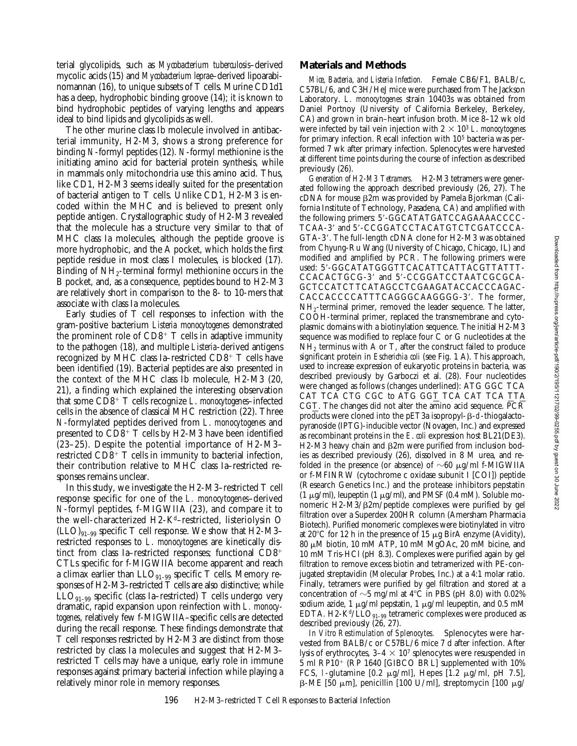terial glycolipids, such as *Mycobacterium tuberculosis*–derived mycolic acids (15) and *Mycobacterium leprae*–derived lipoarabinomannan (16), to unique subsets of T cells. Murine CD1d1 has a deep, hydrophobic binding groove (14); it is known to bind hydrophobic peptides of varying lengths and appears ideal to bind lipids and glycolipids as well.

The other murine class Ib molecule involved in antibacterial immunity, H2-M3, shows a strong preference for binding *N*-formyl peptides (12). *N*-formyl methionine is the initiating amino acid for bacterial protein synthesis, while in mammals only mitochondria use this amino acid. Thus, like CD1, H2-M3 seems ideally suited for the presentation of bacterial antigen to T cells. Unlike CD1, H2-M3 is encoded within the MHC and is believed to present only peptide antigen. Crystallographic study of H2-M3 revealed that the molecule has a structure very similar to that of MHC class Ia molecules, although the peptide groove is more hydrophobic, and the A pocket, which holds the first peptide residue in most class I molecules, is blocked (17). Binding of $NH_2$-terminal formyl methionine occurs in the B pocket, and, as a consequence, peptides bound to H2-M3 are relatively short in comparison to the 8- to 10-mers that associate with class Ia molecules.

Early studies of T cell responses to infection with the gram-positive bacterium *Listeria monocytogenes* demonstrated the prominent role of $CD8^+$ T cells in adaptive immunity to the pathogen (18), and multiple *Listeria*-derived antigens recognized by MHC class Ia–restricted $CD8^+$ T cells have been identified (19). Bacterial peptides are also presented in the context of the MHC class Ib molecule, H2-M3 (20, 21), a finding which explained the interesting observation that some $CD8^+$ T cells recognize *L. monocytogenes*–infected cells in the absence of classical MHC restriction (22). Three *N*-formylated peptides derived from *L. monocytogenes* and presented to $CD8^+$ T cells by H2-M3 have been identified (23–25). Despite the potential importance of H2-M3–restricted $CD8^+$ T cells in immunity to bacterial infection, their contribution relative to MHC class Ia–restricted responses remains unclear.

In this study, we investigate the H2-M3–restricted T cell response specific for one of the *L. monocytogenes*–derived *N*-formyl peptides, f-MIGWIIA (23), and compare it to the well-characterized H2-$K^d$–restricted, listeriolysin O $(LLO)_{91–99}$ specific T cell response. We show that H2-M3–restricted responses to *L. monocytogenes* are kinetically distinct from class Ia–restricted responses; functional $CD8^+$ CTLs specific for f-MIGWIIA become apparent and reach a climax earlier than $LLO_{91–99}$ specific T cells. Memory responses of H2-M3–restricted T cells are also distinctive; while $LLO_{91–99}$ specific (class Ia–restricted) T cells undergo very dramatic, rapid expansion upon reinfection with *L. monocytogenes*, relatively few f-MIGWIIA–specific cells are detected during the recall response. These findings demonstrate that T cell responses restricted by H2-M3 are distinct from those restricted by class Ia molecules and suggest that H2-M3–restricted T cells may have a unique, early role in immune responses against primary bacterial infection while playing a relatively minor role in memory responses.

## Materials and Methods

*Mice, Bacteria, and Listeria Infection.* Female CB6/F1, BALB/c, C57BL/6, and C3H/HeJ mice were purchased from The Jackson Laboratory. *L. monocytogenes* strain 10403s was obtained from Daniel Portnoy (University of California Berkeley, Berkeley, CA) and grown in brain–heart infusion broth. Mice 8–12 wk old were infected by tail vein injection with $2 \times 10^3$ *L. monocytogenes* for primary infection. Recall infection with $10^5$ bacteria was performed 7 wk after primary infection. Splenocytes were harvested at different time points during the course of infection as described previously (26).

*Generation of H2-M3 Tetramers.* H2-M3 tetramers were generated following the approach described previously (26, 27). The cDNA for mouse β2m was provided by Pamela Bjorkman (California Institute of Technology, Pasadena, CA) and amplified with the following primers: 5′-GGCATATGATCCAGAAAACCCC-TCAA-3′ and 5′-CCGGATCCTACATGTCTCGATCCCA-GTA-3′. The full-length cDNA clone for H2-M3 was obtained from Chyung-Ru Wang (University of Chicago, Chicago, IL) and modified and amplified by PCR. The following primers were used: 5′-GGCATATGGGTTCACATTCATTACGTTATTT-CCACACTGCG-3′ and 5′-CCGGATCCTAATCGCGCA-GCTCCATCTTCATAGCCTCGAAGATACCACCCAGAC-CACCACCCCATTTCAGGGCAAGGGG-3′. The former, $NH_2$-terminal primer, removed the leader sequence. The latter, COOH-terminal primer, replaced the transmembrane and cytoplasmic domains with a biotinylation sequence. The initial H2-M3 sequence was modified to replace four C or G nucleotides at the $NH_2$ terminus with A or T, after the construct failed to produce significant protein in *Escherichia coli* (see Fig. 1 A). This approach, used to increase expression of eukaryotic proteins in bacteria, was described previously by Garboczi et al. (28). Four nucleotides were changed as follows (changes underlined): ATG GGC TCA CAT TCA CTG CGC to ATG GG<u>T</u> TCA CAT TCA <u>T</u>T<u>A</u> CG<u>T</u>. The changes did not alter the amino acid sequence. PCR products were cloned into the pET3a isopropyl-β-D-thiogalactopyranoside (IPTG)-inducible vector (Novagen, Inc.) and expressed as recombinant proteins in the *E. coli* expression host BL21(DE3). H2-M3 heavy chain and β2m were purified from inclusion bodies as described previously (26), dissolved in 8 M urea, and refolded in the presence (or absence) of ~60 μg/ml f-MIGWIIA or f-MFINRW (cytochrome c oxidase subunit I [COI]) peptide (Research Genetics Inc.) and the protease inhibitors pepstatin (1 μg/ml), leupeptin (1 μg/ml), and PMSF (0.4 mM). Soluble monomeric H2-M3/β2m/peptide complexes were purified by gel filtration over a Superdex 200HR column (Amersham Pharmacia Biotech). Purified monomeric complexes were biotinylated in vitro at 20°C for 12 h in the presence of 15 μg BirA enzyme (Avidity), 80 μM biotin, 10 mM ATP, 10 mM MgOAc, 20 mM bicine, and 10 mM Tris-HCl (pH 8.3). Complexes were purified again by gel filtration to remove excess biotin and tetramerized with PE-conjugated streptavidin (Molecular Probes, Inc.) at a 4:1 molar ratio. Finally, tetramers were purified by gel filtration and stored at a concentration of ~5 mg/ml at 4°C in PBS (pH 8.0) with 0.02% sodium azide, 1 μg/ml pepstatin, 1 μg/ml leupeptin, and 0.5 mM EDTA. H2-$K^d$/$LLO_{91–99}$ tetrameric complexes were produced as described previously (26, 27).

*In Vitro Restimulation of Splenocytes.* Splenocytes were harvested from BALB/c or C57BL/6 mice 7 d after infection. After lysis of erythrocytes, $3–4 \times 10^7$ splenocytes were resuspended in 5 ml RP10$^+$ (RP 1640 [GIBCO BRL] supplemented with 10% FCS, L-glutamine [0.2 μg/ml], Hepes [1.2 μg/ml, pH 7.5], β-ME [50 μm], penicillin [100 U/ml], streptomycin [100 μg/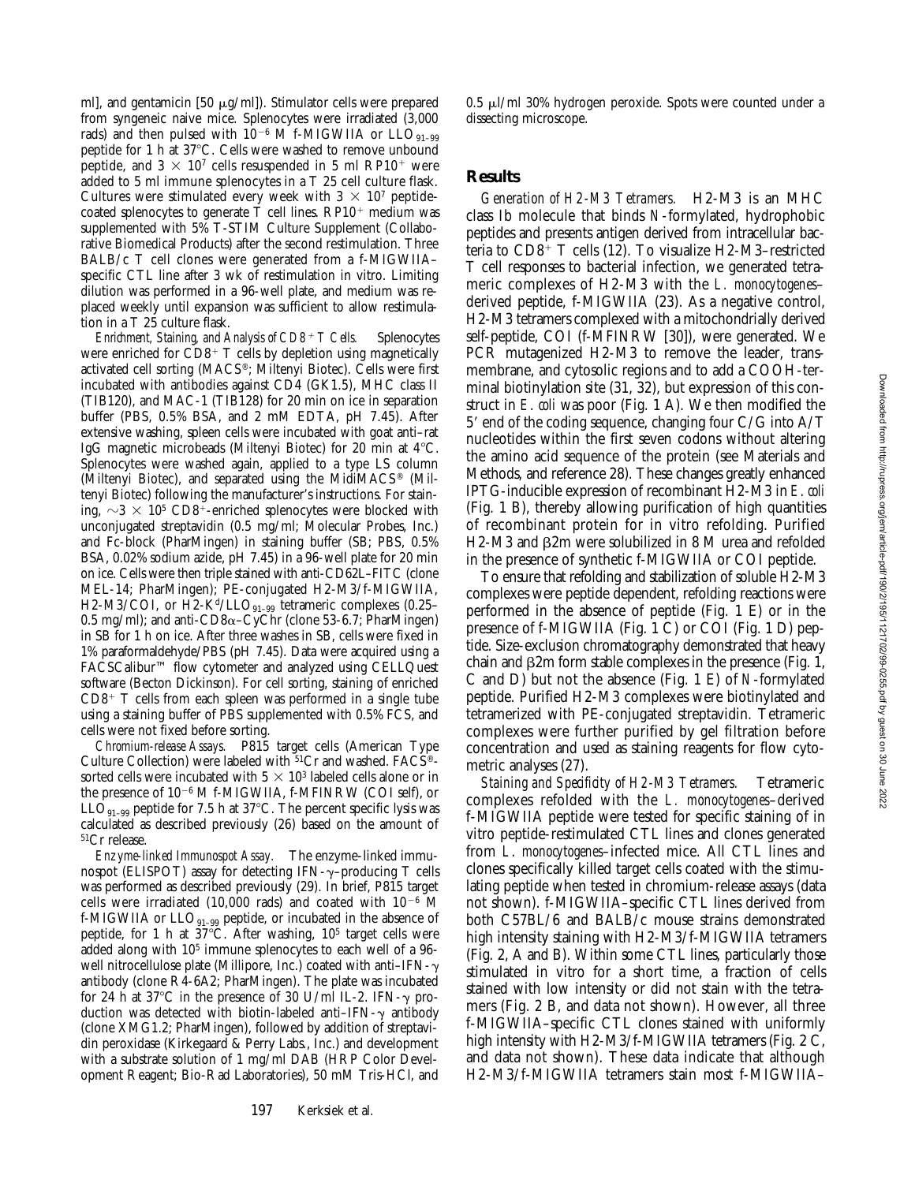ml], and gentamicin [50 μg/ml]). Stimulator cells were prepared from syngeneic naive mice. Splenocytes were irradiated (3,000 rads) and then pulsed with $10^{-6}$ M f-MIGWIIA or $LLO_{91-99}$ peptide for 1 h at 37°C. Cells were washed to remove unbound peptide, and $3 \times 10^7$ cells resuspended in 5 ml RP10[+] were added to 5 ml immune splenocytes in a T 25 cell culture flask. Cultures were stimulated every week with $3 \times 10^7$ peptide-coated splenocytes to generate T cell lines. RP10[+] medium was supplemented with 5% T-STIM Culture Supplement (Collaborative Biomedical Products) after the second restimulation. Three BALB/c T cell clones were generated from a f-MIGWIIA–specific CTL line after 3 wk of restimulation in vitro. Limiting dilution was performed in a 96-well plate, and medium was replaced weekly until expansion was sufficient to allow restimulation in a T 25 culture flask.

*Enrichment, Staining, and Analysis of CD8[+] T Cells.* Splenocytes were enriched for CD8[+] T cells by depletion using magnetically activated cell sorting (MACS®; Miltenyi Biotec). Cells were first incubated with antibodies against CD4 (GK1.5), MHC class II (TIB120), and MAC-1 (TIB128) for 20 min on ice in separation buffer (PBS, 0.5% BSA, and 2 mM EDTA, pH 7.45). After extensive washing, spleen cells were incubated with goat anti–rat IgG magnetic microbeads (Miltenyi Biotec) for 20 min at 4°C. Splenocytes were washed again, applied to a type LS column (Miltenyi Biotec), and separated using the MidiMACS® (Miltenyi Biotec) following the manufacturer's instructions. For staining, $\sim 3 \times 10^5$ CD8[+]-enriched splenocytes were blocked with unconjugated streptavidin (0.5 mg/ml; Molecular Probes, Inc.) and Fc-block (PharMingen) in staining buffer (SB; PBS, 0.5% BSA, 0.02% sodium azide, pH 7.45) in a 96-well plate for 20 min on ice. Cells were then triple stained with anti-CD62L–FITC (clone MEL-14; PharMingen); PE-conjugated H2-M3/f-MIGWIIA, H2-M3/COI, or H2-$K^d$/$LLO_{91-99}$ tetrameric complexes (0.25–0.5 mg/ml); and anti-CD8α–CyChr (clone 53-6.7; PharMingen) in SB for 1 h on ice. After three washes in SB, cells were fixed in 1% paraformaldehyde/PBS (pH 7.45). Data were acquired using a FACSCalibur™ flow cytometer and analyzed using CELLQuest software (Becton Dickinson). For cell sorting, staining of enriched CD8[+] T cells from each spleen was performed in a single tube using a staining buffer of PBS supplemented with 0.5% FCS, and cells were not fixed before sorting.

*Chromium-release Assays.* P815 target cells (American Type Culture Collection) were labeled with $^{51}$Cr and washed. FACS®-sorted cells were incubated with $5 \times 10^3$ labeled cells alone or in the presence of $10^{-6}$ M f-MIGWIIA, f-MFINRW (COI self), or $LLO_{91-99}$ peptide for 7.5 h at 37°C. The percent specific lysis was calculated as described previously (26) based on the amount of $^{51}$Cr release.

*Enzyme-linked Immunospot Assay.* The enzyme-linked immunospot (ELISPOT) assay for detecting IFN-γ–producing T cells was performed as described previously (29). In brief, P815 target cells were irradiated (10,000 rads) and coated with $10^{-6}$ M f-MIGWIIA or $LLO_{91-99}$ peptide, or incubated in the absence of peptide, for 1 h at 37°C. After washing, $10^5$ target cells were added along with $10^5$ immune splenocytes to each well of a 96-well nitrocellulose plate (Millipore, Inc.) coated with anti–IFN-γ antibody (clone R4-6A2; PharMingen). The plate was incubated for 24 h at 37°C in the presence of 30 U/ml IL-2. IFN-γ production was detected with biotin-labeled anti–IFN-γ antibody (clone XMG1.2; PharMingen), followed by addition of streptavidin peroxidase (Kirkegaard & Perry Labs., Inc.) and development with a substrate solution of 1 mg/ml DAB (HRP Color Development Reagent; Bio-Rad Laboratories), 50 mM Tris-HCl, and 0.5 μl/ml 30% hydrogen peroxide. Spots were counted under a dissecting microscope.

## Results

*Generation of H2-M3 Tetramers.* H2-M3 is an MHC class Ib molecule that binds *N*-formylated, hydrophobic peptides and presents antigen derived from intracellular bacteria to CD8[+] T cells (12). To visualize H2-M3–restricted T cell responses to bacterial infection, we generated tetrameric complexes of H2-M3 with the *L. monocytogenes*–derived peptide, f-MIGWIIA (23). As a negative control, H2-M3 tetramers complexed with a mitochondrially derived self-peptide, COI (f-MFINRW [30]), were generated. We PCR mutagenized H2-M3 to remove the leader, transmembrane, and cytosolic regions and to add a COOH-terminal biotinylation site (31, 32), but expression of this construct in *E. coli* was poor (Fig. 1 A). We then modified the 5′ end of the coding sequence, changing four C/G into A/T nucleotides within the first seven codons without altering the amino acid sequence of the protein (see Materials and Methods, and reference 28). These changes greatly enhanced IPTG-inducible expression of recombinant H2-M3 in *E. coli* (Fig. 1 B), thereby allowing purification of high quantities of recombinant protein for in vitro refolding. Purified H2-M3 and β2m were solubilized in 8 M urea and refolded in the presence of synthetic f-MIGWIIA or COI peptide.

To ensure that refolding and stabilization of soluble H2-M3 complexes were peptide dependent, refolding reactions were performed in the absence of peptide (Fig. 1 E) or in the presence of f-MIGWIIA (Fig. 1 C) or COI (Fig. 1 D) peptide. Size-exclusion chromatography demonstrated that heavy chain and β2m form stable complexes in the presence (Fig. 1, C and D) but not the absence (Fig. 1 E) of *N*-formylated peptide. Purified H2-M3 complexes were biotinylated and tetramerized with PE-conjugated streptavidin. Tetrameric complexes were further purified by gel filtration before concentration and used as staining reagents for flow cytometric analyses (27).

*Staining and Specificity of H2-M3 Tetramers.* Tetrameric complexes refolded with the *L. monocytogenes*–derived f-MIGWIIA peptide were tested for specific staining of in vitro peptide-restimulated CTL lines and clones generated from *L. monocytogenes*–infected mice. All CTL lines and clones specifically killed target cells coated with the stimulating peptide when tested in chromium-release assays (data not shown). f-MIGWIIA–specific CTL lines derived from both C57BL/6 and BALB/c mouse strains demonstrated high intensity staining with H2-M3/f-MIGWIIA tetramers (Fig. 2, A and B). Within some CTL lines, particularly those stimulated in vitro for a short time, a fraction of cells stained with low intensity or did not stain with the tetramers (Fig. 2 B, and data not shown). However, all three f-MIGWIIA–specific CTL clones stained with uniformly high intensity with H2-M3/f-MIGWIIA tetramers (Fig. 2 C, and data not shown). These data indicate that although H2-M3/f-MIGWIIA tetramers stain most f-MIGWIIA–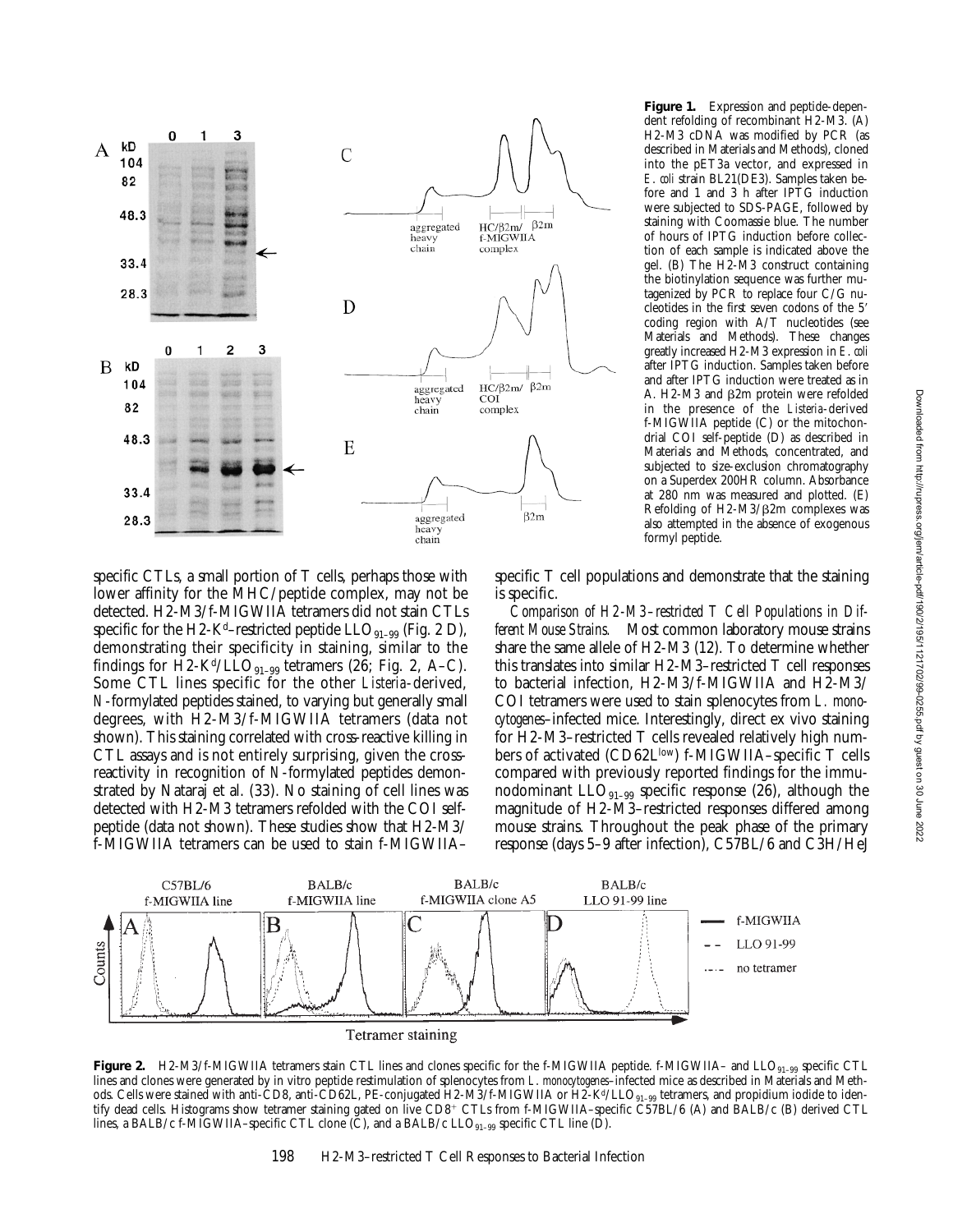**Figure 1.** Expression and peptide-dependent refolding of recombinant H2-M3. (A) H2-M3 cDNA was modified by PCR (as described in Materials and Methods), cloned into the pET3a vector, and expressed in *E. coli* strain BL21(DE3). Samples taken before and 1 and 3 h after IPTG induction were subjected to SDS-PAGE, followed by staining with Coomassie blue. The number of hours of IPTG induction before collection of each sample is indicated above the gel. (B) The H2-M3 construct containing the biotinylation sequence was further mutagenized by PCR to replace four C/G nucleotides in the first seven codons of the 5′ coding region with A/T nucleotides (see Materials and Methods). These changes greatly increased H2-M3 expression in *E. coli* after IPTG induction. Samples taken before and after IPTG induction were treated as in A. H2-M3 and β2m protein were refolded in the presence of the *Listeria*-derived f-MIGWIIA peptide (C) or the mitochondrial COI self-peptide (D) as described in Materials and Methods, concentrated, and subjected to size-exclusion chromatography on a Superdex 200HR column. Absorbance at 280 nm was measured and plotted. (E) Refolding of H2-M3/β2m complexes was also attempted in the absence of exogenous formyl peptide.

specific CTLs, a small portion of T cells, perhaps those with lower affinity for the MHC/peptide complex, may not be detected. H2-M3/f-MIGWIIA tetramers did not stain CTLs specific for the H2-K$^d$–restricted peptide LLO$_{91–99}$ (Fig. 2 D), demonstrating their specificity in staining, similar to the findings for H2-K$^d$/LLO$_{91–99}$ tetramers (26; Fig. 2, A–C). Some CTL lines specific for the other *Listeria*-derived, *N*-formylated peptides stained, to varying but generally small degrees, with H2-M3/f-MIGWIIA tetramers (data not shown). This staining correlated with cross-reactive killing in CTL assays and is not entirely surprising, given the cross-reactivity in recognition of *N*-formylated peptides demonstrated by Nataraj et al. (33). No staining of cell lines was detected with H2-M3 tetramers refolded with the COI self-peptide (data not shown). These studies show that H2-M3/f-MIGWIIA tetramers can be used to stain f-MIGWIIA–specific T cell populations and demonstrate that the staining is specific.

*Comparison of H2-M3–restricted T Cell Populations in Different Mouse Strains.* Most common laboratory mouse strains share the same allele of H2-M3 (12). To determine whether this translates into similar H2-M3–restricted T cell responses to bacterial infection, H2-M3/f-MIGWIIA and H2-M3/COI tetramers were used to stain splenocytes from *L. monocytogenes*–infected mice. Interestingly, direct ex vivo staining for H2-M3–restricted T cells revealed relatively high numbers of activated (CD62L$^{low}$) f-MIGWIIA–specific T cells compared with previously reported findings for the immunodominant LLO$_{91–99}$ specific response (26), although the magnitude of H2-M3–restricted responses differed among mouse strains. Throughout the peak phase of the primary response (days 5–9 after infection), C57BL/6 and C3H/HeJ

**Figure 2.** H2-M3/f-MIGWIIA tetramers stain CTL lines and clones specific for the f-MIGWIIA peptide. f-MIGWIIA– and LLO$_{91–99}$ specific CTL lines and clones were generated by in vitro peptide restimulation of splenocytes from *L. monocytogenes*–infected mice as described in Materials and Methods. Cells were stained with anti-CD8, anti-CD62L, PE-conjugated H2-M3/f-MIGWIIA or H2-K$^d$/LLO$_{91–99}$ tetramers, and propidium iodide to identify dead cells. Histograms show tetramer staining gated on live CD8$^+$ CTLs from f-MIGWIIA–specific C57BL/6 (A) and BALB/c (B) derived CTL lines, a BALB/c f-MIGWIIA–specific CTL clone (C), and a BALB/c LLO$_{91–99}$ specific CTL line (D).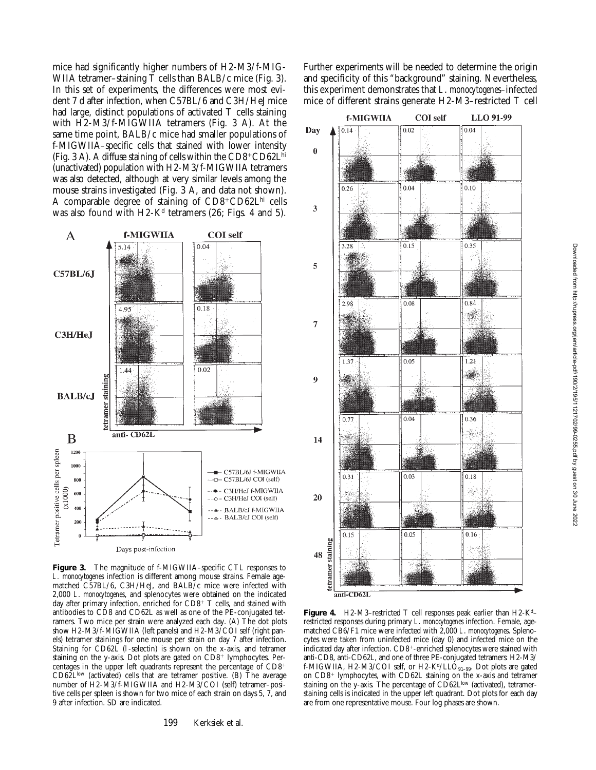mice had significantly higher numbers of H2-M3/f-MIGWIIA tetramer–staining T cells than BALB/c mice (Fig. 3). In this set of experiments, the differences were most evident 7 d after infection, when C57BL/6 and C3H/HeJ mice had large, distinct populations of activated T cells staining with H2-M3/f-MIGWIIA tetramers (Fig. 3 A). At the same time point, BALB/c mice had smaller populations of f-MIGWIIA–specific cells that stained with lower intensity (Fig. 3 A). A diffuse staining of cells within the $CD8^+CD62L^{hi}$ (unactivated) population with H2-M3/f-MIGWIIA tetramers was also detected, although at very similar levels among the mouse strains investigated (Fig. 3 A, and data not shown). A comparable degree of staining of $CD8^+CD62L^{hi}$ cells was also found with H2-$K^d$ tetramers (26; Figs. 4 and 5). Further experiments will be needed to determine the origin and specificity of this "background" staining. Nevertheless, this experiment demonstrates that *L. monocytogenes*–infected mice of different strains generate H2-M3–restricted T cell

**Figure 3.** The magnitude of f-MIGWIIA–specific CTL responses to *L. monocytogenes* infection is different among mouse strains. Female age-matched C57BL/6, C3H/HeJ, and BALB/c mice were infected with 2,000 *L. monocytogenes*, and splenocytes were obtained on the indicated day after primary infection, enriched for $CD8^+$ T cells, and stained with antibodies to CD8 and CD62L as well as one of the PE-conjugated tetramers. Two mice per strain were analyzed each day. (A) The dot plots show H2-M3/f-MIGWIIA (left panels) and H2-M3/COI self (right panels) tetramer stainings for one mouse per strain on day 7 after infection. Staining for CD62L (l-selectin) is shown on the x-axis, and tetramer staining on the y-axis. Dot plots are gated on $CD8^+$ lymphocytes. Percentages in the upper left quadrants represent the percentage of $CD8^+$ $CD62L^{low}$ (activated) cells that are tetramer positive. (B) The average number of H2-M3/f-MIGWIIA and H2-M3/COI (self) tetramer–positive cells per spleen is shown for two mice of each strain on days 5, 7, and 9 after infection. SD are indicated.

**Figure 4.** H2-M3–restricted T cell responses peak earlier than H2-$K^d$–restricted responses during primary *L. monocytogenes* infection. Female, age-matched CB6/F1 mice were infected with 2,000 *L. monocytogenes*. Splenocytes were taken from uninfected mice (day 0) and infected mice on the indicated day after infection. $CD8^+$-enriched splenocytes were stained with anti-CD8, anti-CD62L, and one of three PE-conjugated tetramers: H2-M3/f-MIGWIIA, H2-M3/COI self, or H2-$K^d$/$LLO_{91-99}$. Dot plots are gated on $CD8^+$ lymphocytes, with CD62L staining on the x-axis and tetramer staining on the y-axis. The percentage of $CD62L^{low}$ (activated), tetramer-staining cells is indicated in the upper left quadrant. Dot plots for each day are from one representative mouse. Four log phases are shown.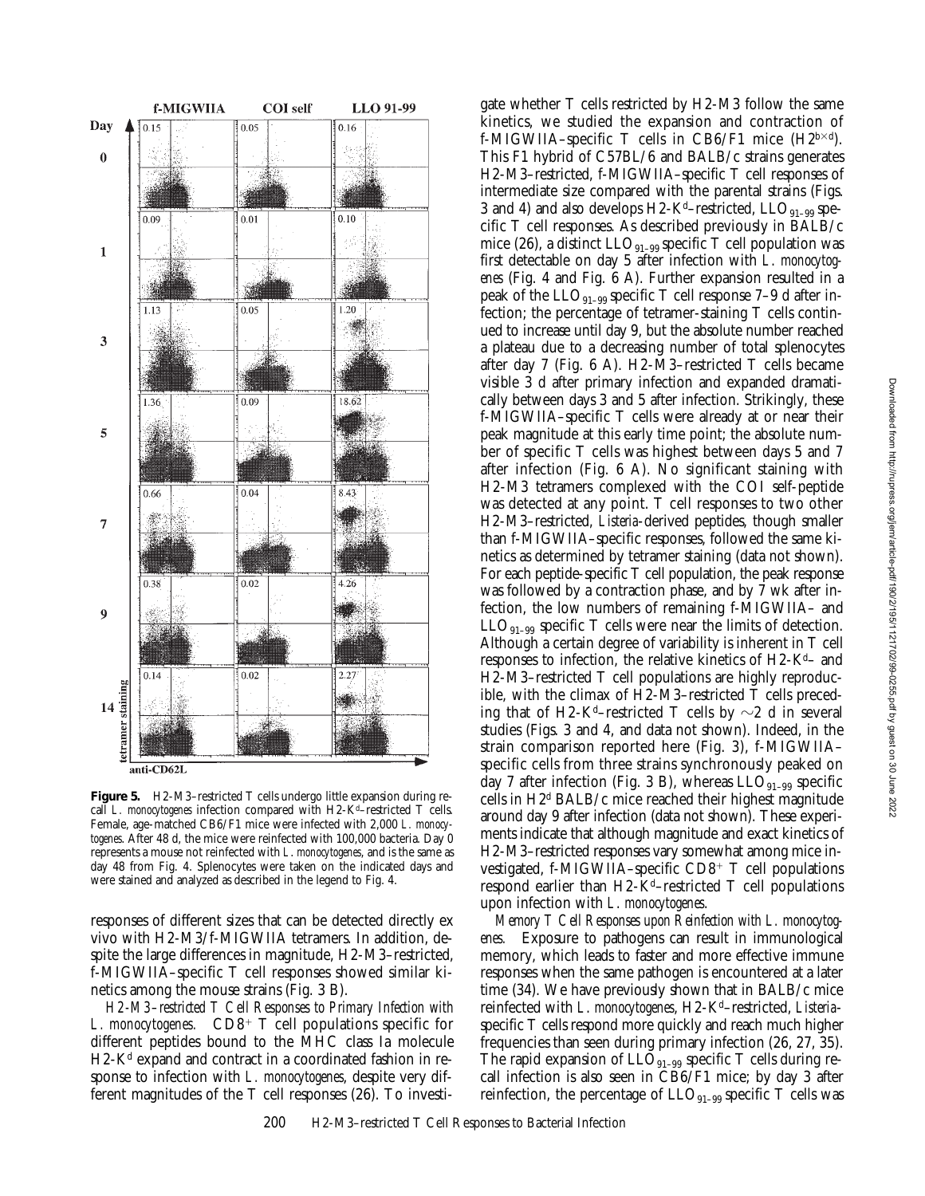**Figure 5.** H2-M3–restricted T cells undergo little expansion during recall *L. monocytogenes* infection compared with H2-K$^d$–restricted T cells. Female, age-matched CB6/F1 mice were infected with 2,000 *L. monocytogenes*. After 48 d, the mice were reinfected with 100,000 bacteria. Day 0 represents a mouse not reinfected with *L. monocytogenes*, and is the same as day 48 from Fig. 4. Splenocytes were taken on the indicated days and were stained and analyzed as described in the legend to Fig. 4.

responses of different sizes that can be detected directly ex vivo with H2-M3/f-MIGWIIA tetramers. In addition, despite the large differences in magnitude, H2-M3–restricted, f-MIGWIIA–specific T cell responses showed similar kinetics among the mouse strains (Fig. 3 B).

*H2-M3–restricted T Cell Responses to Primary Infection with L. monocytogenes.* CD8$^+$ T cell populations specific for different peptides bound to the MHC class Ia molecule H2-K$^d$ expand and contract in a coordinated fashion in response to infection with *L. monocytogenes*, despite very different magnitudes of the T cell responses (26). To investigate whether T cells restricted by H2-M3 follow the same kinetics, we studied the expansion and contraction of f-MIGWIIA–specific T cells in CB6/F1 mice (H2$^{b\times d}$). This F1 hybrid of C57BL/6 and BALB/c strains generates H2-M3–restricted, f-MIGWIIA–specific T cell responses of intermediate size compared with the parental strains (Figs. 3 and 4) and also develops H2-K$^d$–restricted, LLO$_{91-99}$ specific T cell responses. As described previously in BALB/c mice (26), a distinct LLO$_{91-99}$ specific T cell population was first detectable on day 5 after infection with *L. monocytogenes* (Fig. 4 and Fig. 6 A). Further expansion resulted in a peak of the LLO$_{91-99}$ specific T cell response 7–9 d after infection; the percentage of tetramer-staining T cells continued to increase until day 9, but the absolute number reached a plateau due to a decreasing number of total splenocytes after day 7 (Fig. 6 A). H2-M3–restricted T cells became visible 3 d after primary infection and expanded dramatically between days 3 and 5 after infection. Strikingly, these f-MIGWIIA–specific T cells were already at or near their peak magnitude at this early time point; the absolute number of specific T cells was highest between days 5 and 7 after infection (Fig. 6 A). No significant staining with H2-M3 tetramers complexed with the COI self-peptide was detected at any point. T cell responses to two other H2-M3–restricted, *Listeria*-derived peptides, though smaller than f-MIGWIIA–specific responses, followed the same kinetics as determined by tetramer staining (data not shown). For each peptide-specific T cell population, the peak response was followed by a contraction phase, and by 7 wk after infection, the low numbers of remaining f-MIGWIIA– and LLO$_{91-99}$ specific T cells were near the limits of detection. Although a certain degree of variability is inherent in T cell responses to infection, the relative kinetics of H2-K$^d$– and H2-M3–restricted T cell populations are highly reproducible, with the climax of H2-M3–restricted T cells preceding that of H2-K$^d$–restricted T cells by ~2 d in several studies (Figs. 3 and 4, and data not shown). Indeed, in the strain comparison reported here (Fig. 3), f-MIGWIIA–specific T cells from three strains synchronously peaked on day 7 after infection (Fig. 3 B), whereas LLO$_{91-99}$ specific cells in H2$^d$ BALB/c mice reached their highest magnitude around day 9 after infection (data not shown). These experiments indicate that although magnitude and exact kinetics of H2-M3–restricted responses vary somewhat among mice investigated, f-MIGWIIA–specific CD8$^+$ T cell populations respond earlier than H2-K$^d$–restricted T cell populations upon infection with *L. monocytogenes*.

*Memory T Cell Responses upon Reinfection with L. monocytogenes.* Exposure to pathogens can result in immunological memory, which leads to faster and more effective immune responses when the same pathogen is encountered at a later time (34). We have previously shown that in BALB/c mice reinfected with *L. monocytogenes*, H2-K$^d$–restricted, *Listeria*-specific T cells respond more quickly and reach much higher frequencies than seen during primary infection (26, 27, 35). The rapid expansion of LLO$_{91-99}$ specific T cells during recall infection is also seen in CB6/F1 mice; by day 3 after reinfection, the percentage of LLO$_{91-99}$ specific T cells was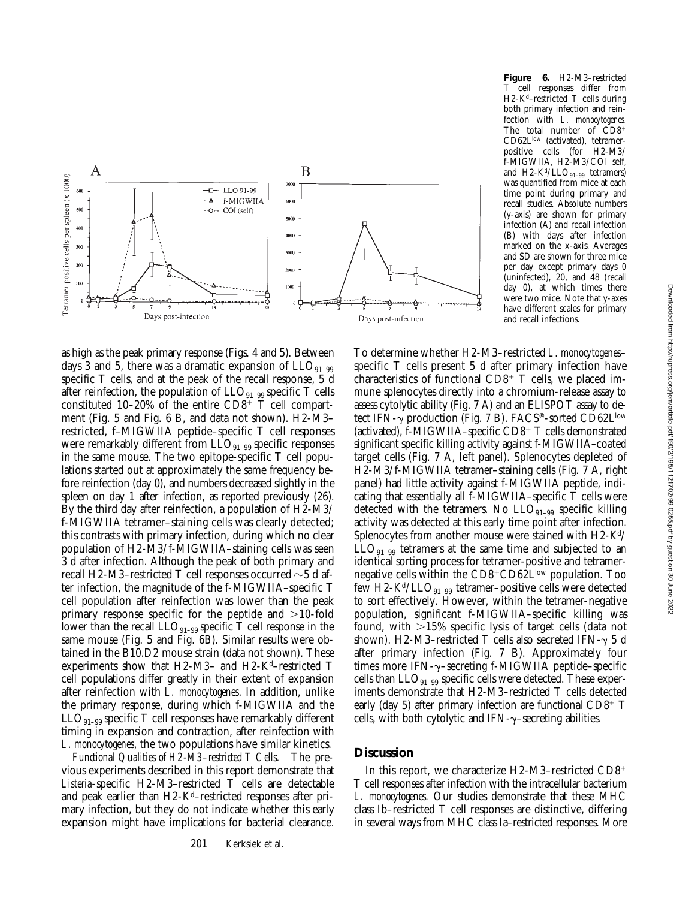**Figure 6.** H2-M3–restricted T cell responses differ from H2-K$^d$–restricted T cells during both primary infection and reinfection with *L. monocytogenes*. The total number of CD8$^+$ CD62L$^{low}$ (activated), tetramer-positive cells (for H2-M3/ f-MIGWIIA, H2-M3/COI self, and H2-K$^d$/LLO$_{91-99}$ tetramers) was quantified from mice at each time point during primary and recall studies. Absolute numbers (y-axis) are shown for primary infection (A) and recall infection (B) with days after infection marked on the x-axis. Averages and SD are shown for three mice per day except primary days 0 (uninfected), 20, and 48 (recall day 0), at which times there were two mice. Note that y-axes have different scales for primary and recall infections.

as high as the peak primary response (Figs. 4 and 5). Between days 3 and 5, there was a dramatic expansion of LLO$_{91-99}$ specific T cells, and at the peak of the recall response, 5 d after reinfection, the population of LLO$_{91-99}$ specific T cells constituted 10–20% of the entire CD8$^+$ T cell compartment (Fig. 5 and Fig. 6 B, and data not shown). H2-M3–restricted, f-MIGWIIA peptide–specific T cell responses were remarkably different from LLO$_{91-99}$ specific responses in the same mouse. The two epitope-specific T cell populations started out at approximately the same frequency before reinfection (day 0), and numbers decreased slightly in the spleen on day 1 after infection, as reported previously (26). By the third day after reinfection, a population of H2-M3/ f-MIGWIIA tetramer–staining cells was clearly detected; this contrasts with primary infection, during which no clear population of H2-M3/f-MIGWIIA–staining cells was seen 3 d after infection. Although the peak of both primary and recall H2-M3–restricted T cell responses occurred ~5 d after infection, the magnitude of the f-MIGWIIA–specific T cell population after reinfection was lower than the peak primary response specific for the peptide and >10-fold lower than the recall LLO$_{91-99}$ specific T cell response in the same mouse (Fig. 5 and Fig. 6B). Similar results were obtained in the B10.D2 mouse strain (data not shown). These experiments show that H2-M3– and H2-K$^d$–restricted T cell populations differ greatly in their extent of expansion after reinfection with *L. monocytogenes*. In addition, unlike the primary response, during which f-MIGWIIA and the LLO$_{91-99}$ specific T cell responses have remarkably different timing in expansion and contraction, after reinfection with *L. monocytogenes*, the two populations have similar kinetics.

*Functional Qualities of H2-M3–restricted T Cells.* The previous experiments described in this report demonstrate that *Listeria*-specific H2-M3–restricted T cells are detectable and peak earlier than H2-K$^d$–restricted responses after primary infection, but they do not indicate whether this early expansion might have implications for bacterial clearance. To determine whether H2-M3–restricted *L. monocytogenes*–specific T cells present 5 d after primary infection have characteristics of functional CD8$^+$ T cells, we placed immune splenocytes directly into a chromium-release assay to assess cytolytic ability (Fig. 7 A) and an ELISPOT assay to detect IFN-γ production (Fig. 7 B). FACS®-sorted CD62L$^{low}$ (activated), f-MIGWIIA–specific CD8$^+$ T cells demonstrated significant specific killing activity against f-MIGWIIA–coated target cells (Fig. 7 A, left panel). Splenocytes depleted of H2-M3/f-MIGWIIA tetramer–staining cells (Fig. 7 A, right panel) had little activity against f-MIGWIIA peptide, indicating that essentially all f-MIGWIIA–specific T cells were detected with the tetramers. No LLO$_{91-99}$ specific killing activity was detected at this early time point after infection. Splenocytes from another mouse were stained with H2-K$^d$/ LLO$_{91-99}$ tetramers at the same time and subjected to an identical sorting process for tetramer-positive and tetramer-negative cells within the CD8$^+$CD62L$^{low}$ population. Too few H2-K$^d$/LLO$_{91-99}$ tetramer–positive cells were detected to sort effectively. However, within the tetramer-negative population, significant f-MIGWIIA–specific killing was found, with >15% specific lysis of target cells (data not shown). H2-M3–restricted T cells also secreted IFN-γ 5 d after primary infection (Fig. 7 B). Approximately four times more IFN-γ–secreting f-MIGWIIA peptide–specific cells than LLO$_{91-99}$ specific cells were detected. These experiments demonstrate that H2-M3–restricted T cells detected early (day 5) after primary infection are functional CD8$^+$ T cells, with both cytolytic and IFN-γ–secreting abilities.

## Discussion

In this report, we characterize H2-M3–restricted CD8$^+$ T cell responses after infection with the intracellular bacterium *L. monocytogenes*. Our studies demonstrate that these MHC class Ib–restricted T cell responses are distinctive, differing in several ways from MHC class Ia–restricted responses. More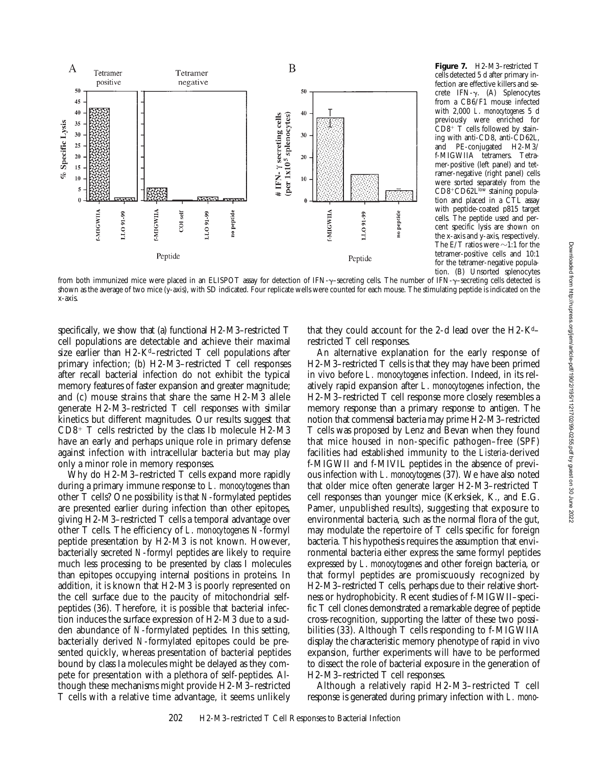**Figure 7.** H2-M3–restricted T cells detected 5 d after primary infection are effective killers and secrete IFN-γ. (A) Splenocytes from a CB6/F1 mouse infected with 2,000 *L. monocytogenes* 5 d previously were enriched for $CD8^+$ T cells followed by staining with anti-CD8, anti-CD62L, and PE-conjugated H2-M3/f-MIGWIIA tetramers. Tetramer-positive (left panel) and tetramer-negative (right panel) cells were sorted separately from the $CD8^+CD62L^{low}$ staining population and placed in a CTL assay with peptide-coated p815 target cells. The peptide used and percent specific lysis are shown on the x-axis and y-axis, respectively. The E/T ratios were ~1:1 for the tetramer-positive cells and 10:1 for the tetramer-negative population. (B) Unsorted splenocytes from both immunized mice were placed in an ELISPOT assay for detection of IFN-γ–secreting cells. The number of IFN-γ–secreting cells detected is shown as the average of two mice (y-axis), with SD indicated. Four replicate wells were counted for each mouse. The stimulating peptide is indicated on the x-axis.

specifically, we show that (a) functional H2-M3–restricted T cell populations are detectable and achieve their maximal size earlier than H2-$K^d$–restricted T cell populations after primary infection; (b) H2-M3–restricted T cell responses after recall bacterial infection do not exhibit the typical memory features of faster expansion and greater magnitude; and (c) mouse strains that share the same H2-M3 allele generate H2-M3–restricted T cell responses with similar kinetics but different magnitudes. Our results suggest that $CD8^+$ T cells restricted by the class Ib molecule H2-M3 have an early and perhaps unique role in primary defense against infection with intracellular bacteria but may play only a minor role in memory responses.

Why do H2-M3–restricted T cells expand more rapidly during a primary immune response to *L. monocytogenes* than other T cells? One possibility is that *N*-formylated peptides are presented earlier during infection than other epitopes, giving H2-M3–restricted T cells a temporal advantage over other T cells. The efficiency of *L. monocytogenes N*-formyl peptide presentation by H2-M3 is not known. However, bacterially secreted *N*-formyl peptides are likely to require much less processing to be presented by class I molecules than epitopes occupying internal positions in proteins. In addition, it is known that H2-M3 is poorly represented on the cell surface due to the paucity of mitochondrial self-peptides (36). Therefore, it is possible that bacterial infection induces the surface expression of H2-M3 due to a sudden abundance of *N*-formylated peptides. In this setting, bacterially derived *N*-formylated epitopes could be presented quickly, whereas presentation of bacterial peptides bound by class Ia molecules might be delayed as they compete for presentation with a plethora of self-peptides. Although these mechanisms might provide H2-M3–restricted T cells with a relative time advantage, it seems unlikely that they could account for the 2-d lead over the H2-$K^d$–restricted T cell responses.

An alternative explanation for the early response of H2-M3–restricted T cells is that they may have been primed in vivo before *L. monocytogenes* infection. Indeed, in its relatively rapid expansion after *L. monocytogenes* infection, the H2-M3–restricted T cell response more closely resembles a memory response than a primary response to antigen. The notion that commensal bacteria may prime H2-M3–restricted T cells was proposed by Lenz and Bevan when they found that mice housed in non-specific pathogen–free (SPF) facilities had established immunity to the *Listeria*-derived f-MIGWII and f-MIVIL peptides in the absence of previous infection with *L. monocytogenes* (37). We have also noted that older mice often generate larger H2-M3–restricted T cell responses than younger mice (Kerksiek, K., and E.G. Pamer, unpublished results), suggesting that exposure to environmental bacteria, such as the normal flora of the gut, may modulate the repertoire of T cells specific for foreign bacteria. This hypothesis requires the assumption that environmental bacteria either express the same formyl peptides expressed by *L. monocytogenes* and other foreign bacteria, or that formyl peptides are promiscuously recognized by H2-M3–restricted T cells, perhaps due to their relative shortness or hydrophobicity. Recent studies of f-MIGWII–specific T cell clones demonstrated a remarkable degree of peptide cross-recognition, supporting the latter of these two possibilities (33). Although T cells responding to f-MIGWIIA display the characteristic memory phenotype of rapid in vivo expansion, further experiments will have to be performed to dissect the role of bacterial exposure in the generation of H2-M3–restricted T cell responses.

Although a relatively rapid H2-M3–restricted T cell response is generated during primary infection with *L. mono-*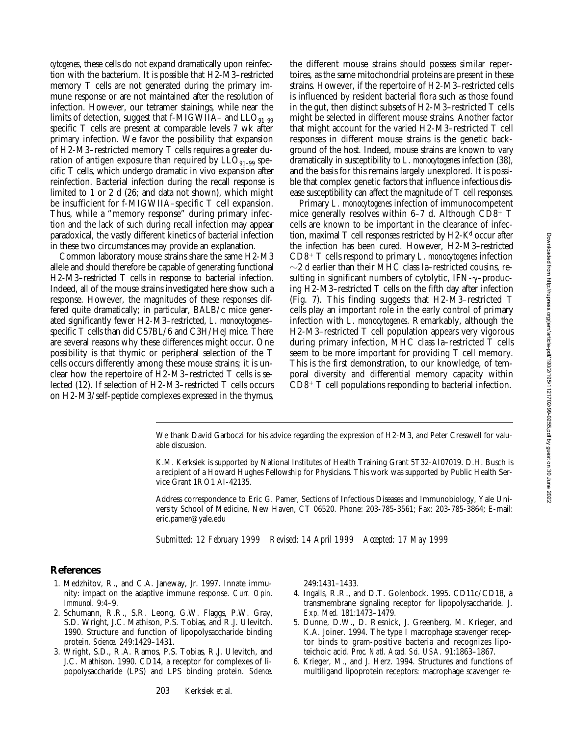*cytogenes*, these cells do not expand dramatically upon reinfection with the bacterium. It is possible that H2-M3–restricted memory T cells are not generated during the primary immune response or are not maintained after the resolution of infection. However, our tetramer stainings, while near the limits of detection, suggest that f-MIGWIIA– and $LLO_{91-99}$ specific T cells are present at comparable levels 7 wk after primary infection. We favor the possibility that expansion of H2-M3–restricted memory T cells requires a greater duration of antigen exposure than required by $LLO_{91-99}$ specific T cells, which undergo dramatic in vivo expansion after reinfection. Bacterial infection during the recall response is limited to 1 or 2 d (26; and data not shown), which might be insufficient for f-MIGWIIA–specific T cell expansion. Thus, while a "memory response" during primary infection and the lack of such during recall infection may appear paradoxical, the vastly different kinetics of bacterial infection in these two circumstances may provide an explanation.

Common laboratory mouse strains share the same H2-M3 allele and should therefore be capable of generating functional H2-M3–restricted T cells in response to bacterial infection. Indeed, all of the mouse strains investigated here show such a response. However, the magnitudes of these responses differed quite dramatically; in particular, BALB/c mice generated significantly fewer H2-M3–restricted, *L. monocytogenes*–specific T cells than did C57BL/6 and C3H/HeJ mice. There are several reasons why these differences might occur. One possibility is that thymic or peripheral selection of the T cells occurs differently among these mouse strains; it is unclear how the repertoire of H2-M3–restricted T cells is selected (12). If selection of H2-M3–restricted T cells occurs on H2-M3/self-peptide complexes expressed in the thymus, the different mouse strains should possess similar repertoires, as the same mitochondrial proteins are present in these strains. However, if the repertoire of H2-M3–restricted cells is influenced by resident bacterial flora such as those found in the gut, then distinct subsets of H2-M3–restricted T cells might be selected in different mouse strains. Another factor that might account for the varied H2-M3–restricted T cell responses in different mouse strains is the genetic background of the host. Indeed, mouse strains are known to vary dramatically in susceptibility to *L. monocytogenes* infection (38), and the basis for this remains largely unexplored. It is possible that complex genetic factors that influence infectious disease susceptibility can affect the magnitude of T cell responses.

Primary *L. monocytogenes* infection of immunocompetent mice generally resolves within 6–7 d. Although $CD8^+$ T cells are known to be important in the clearance of infection, maximal T cell responses restricted by H2-$K^d$ occur after the infection has been cured. However, H2-M3–restricted $CD8^+$ T cells respond to primary *L. monocytogenes* infection ~2 d earlier than their MHC class Ia–restricted cousins, resulting in significant numbers of cytolytic, IFN-γ–producing H2-M3–restricted T cells on the fifth day after infection (Fig. 7). This finding suggests that H2-M3–restricted T cells play an important role in the early control of primary infection with *L. monocytogenes*. Remarkably, although the H2-M3–restricted T cell population appears very vigorous during primary infection, MHC class Ia–restricted T cells seem to be more important for providing T cell memory. This is the first demonstration, to our knowledge, of temporal diversity and differential memory capacity within $CD8^+$ T cell populations responding to bacterial infection.

We thank David Garboczi for his advice regarding the expression of H2-M3, and Peter Cresswell for valuable discussion.

K.M. Kerksiek is supported by National Institutes of Health Training Grant 5T32-AI07019. D.H. Busch is a recipient of a Howard Hughes Fellowship for Physicians. This work was supported by Public Health Service Grant 1RO1 AI-42135.

Address correspondence to Eric G. Pamer, Sections of Infectious Diseases and Immunobiology, Yale University School of Medicine, New Haven, CT 06520. Phone: 203-785-3561; Fax: 203-785-3864; E-mail: eric.pamer@yale.edu

*Submitted: 12 February 1999 Revised: 14 April 1999 Accepted: 17 May 1999*

## References

1. Medzhitov, R., and C.A. Janeway, Jr. 1997. Innate immunity: impact on the adaptive immune response. *Curr. Opin. Immunol.* 9:4–9.
2. Schumann, R.R., S.R. Leong, G.W. Flaggs, P.W. Gray, S.D. Wright, J.C. Mathison, P.S. Tobias, and R.J. Ulevitch. 1990. Structure and function of lipopolysaccharide binding protein. *Science.* 249:1429–1431.
3. Wright, S.D., R.A. Ramos, P.S. Tobias, R.J. Ulevitch, and J.C. Mathison. 1990. CD14, a receptor for complexes of lipopolysaccharide (LPS) and LPS binding protein. *Science.* 249:1431–1433.
4. Ingalls, R.R., and D.T. Golenbock. 1995. CD11c/CD18, a transmembrane signaling receptor for lipopolysaccharide. *J. Exp. Med.* 181:1473–1479.
5. Dunne, D.W., D. Resnick, J. Greenberg, M. Krieger, and K.A. Joiner. 1994. The type I macrophage scavenger receptor binds to gram-positive bacteria and recognizes lipoteichoic acid. *Proc. Natl. Acad. Sci. USA.* 91:1863–1867.
6. Krieger, M., and J. Herz. 1994. Structures and functions of multiligand lipoprotein receptors: macrophage scavenger re-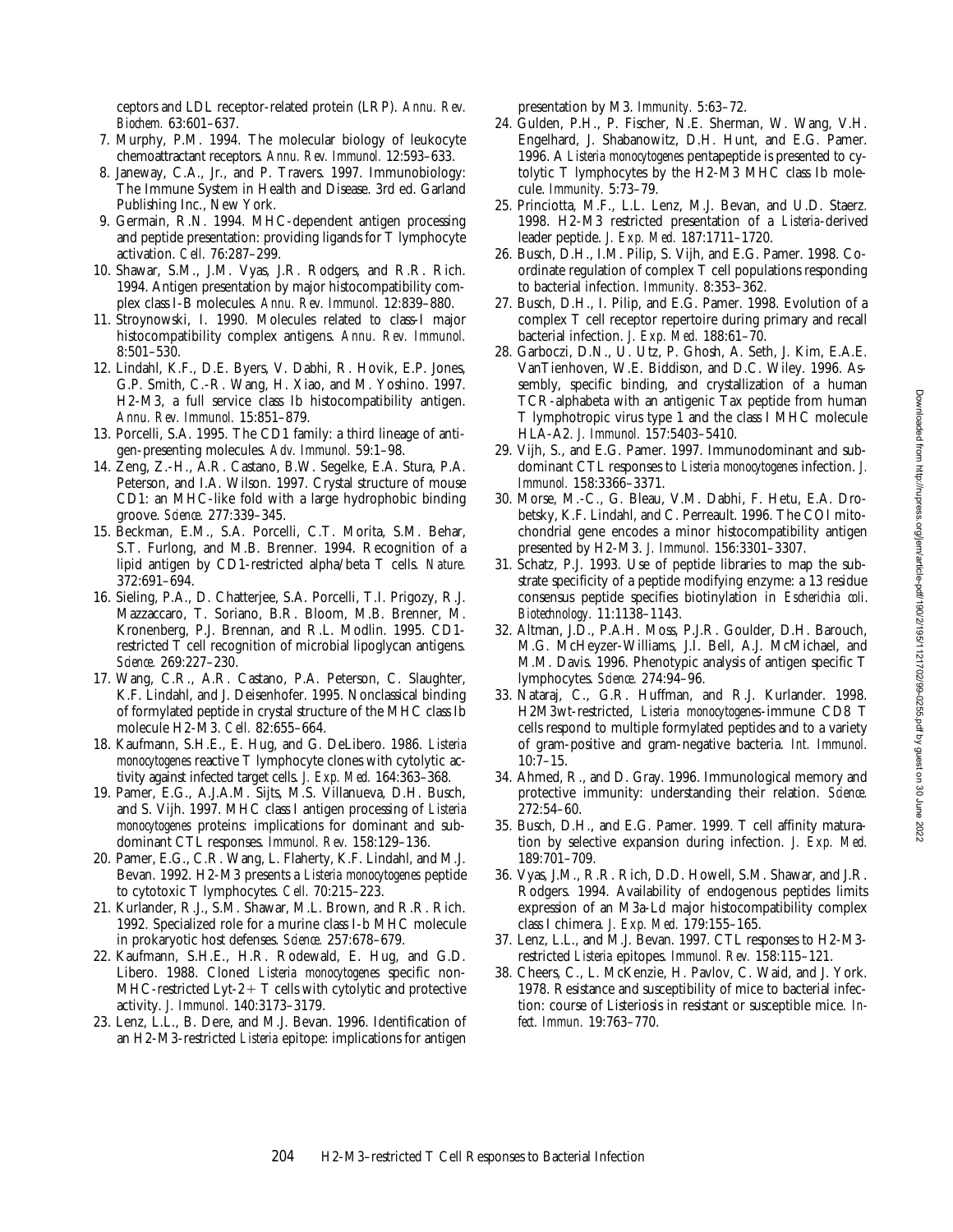ceptors and LDL receptor-related protein (LRP). *Annu. Rev. Biochem.* 63:601–637.

7. Murphy, P.M. 1994. The molecular biology of leukocyte chemoattractant receptors. *Annu. Rev. Immunol.* 12:593–633.
8. Janeway, C.A., Jr., and P. Travers. 1997. Immunobiology: The Immune System in Health and Disease. 3rd ed. Garland Publishing Inc., New York.
9. Germain, R.N. 1994. MHC-dependent antigen processing and peptide presentation: providing ligands for T lymphocyte activation. *Cell.* 76:287–299.
10. Shawar, S.M., J.M. Vyas, J.R. Rodgers, and R.R. Rich. 1994. Antigen presentation by major histocompatibility complex class I-B molecules. *Annu. Rev. Immunol.* 12:839–880.
11. Stroynowski, I. 1990. Molecules related to class-I major histocompatibility complex antigens. *Annu. Rev. Immunol.* 8:501–530.
12. Lindahl, K.F., D.E. Byers, V. Dabhi, R. Hovik, E.P. Jones, G.P. Smith, C.-R. Wang, H. Xiao, and M. Yoshino. 1997. H2-M3, a full service class Ib histocompatibility antigen. *Annu. Rev. Immunol.* 15:851–879.
13. Porcelli, S.A. 1995. The CD1 family: a third lineage of antigen-presenting molecules. *Adv. Immunol.* 59:1–98.
14. Zeng, Z.-H., A.R. Castano, B.W. Segelke, E.A. Stura, P.A. Peterson, and I.A. Wilson. 1997. Crystal structure of mouse CD1: an MHC-like fold with a large hydrophobic binding groove. *Science.* 277:339–345.
15. Beckman, E.M., S.A. Porcelli, C.T. Morita, S.M. Behar, S.T. Furlong, and M.B. Brenner. 1994. Recognition of a lipid antigen by CD1-restricted alpha/beta T cells. *Nature.* 372:691–694.
16. Sieling, P.A., D. Chatterjee, S.A. Porcelli, T.I. Prigozy, R.J. Mazzaccaro, T. Soriano, B.R. Bloom, M.B. Brenner, M. Kronenberg, P.J. Brennan, and R.L. Modlin. 1995. CD1-restricted T cell recognition of microbial lipoglycan antigens. *Science.* 269:227–230.
17. Wang, C.R., A.R. Castano, P.A. Peterson, C. Slaughter, K.F. Lindahl, and J. Deisenhofer. 1995. Nonclassical binding of formylated peptide in crystal structure of the MHC class Ib molecule H2-M3. *Cell.* 82:655–664.
18. Kaufmann, S.H.E., E. Hug, and G. DeLibero. 1986. *Listeria monocytogenes* reactive T lymphocyte clones with cytolytic activity against infected target cells. *J. Exp. Med.* 164:363–368.
19. Pamer, E.G., A.J.A.M. Sijts, M.S. Villanueva, D.H. Busch, and S. Vijh. 1997. MHC class I antigen processing of *Listeria monocytogenes* proteins: implications for dominant and subdominant CTL responses. *Immunol. Rev.* 158:129–136.
20. Pamer, E.G., C.R. Wang, L. Flaherty, K.F. Lindahl, and M.J. Bevan. 1992. H2-M3 presents a *Listeria monocytogenes* peptide to cytotoxic T lymphocytes. *Cell.* 70:215–223.
21. Kurlander, R.J., S.M. Shawar, M.L. Brown, and R.R. Rich. 1992. Specialized role for a murine class I-b MHC molecule in prokaryotic host defenses. *Science.* 257:678–679.
22. Kaufmann, S.H.E., H.R. Rodewald, E. Hug, and G.D. Libero. 1988. Cloned *Listeria monocytogenes* specific non-MHC-restricted Lyt-2+ T cells with cytolytic and protective activity. *J. Immunol.* 140:3173–3179.
23. Lenz, L.L., B. Dere, and M.J. Bevan. 1996. Identification of an H2-M3-restricted *Listeria* epitope: implications for antigen presentation by M3. *Immunity.* 5:63–72.
24. Gulden, P.H., P. Fischer, N.E. Sherman, W. Wang, V.H. Engelhard, J. Shabanowitz, D.H. Hunt, and E.G. Pamer. 1996. A *Listeria monocytogenes* pentapeptide is presented to cytolytic T lymphocytes by the H2-M3 MHC class Ib molecule. *Immunity.* 5:73–79.
25. Princiotta, M.F., L.L. Lenz, M.J. Bevan, and U.D. Staerz. 1998. H2-M3 restricted presentation of a *Listeria*-derived leader peptide. *J. Exp. Med.* 187:1711–1720.
26. Busch, D.H., I.M. Pilip, S. Vijh, and E.G. Pamer. 1998. Coordinate regulation of complex T cell populations responding to bacterial infection. *Immunity.* 8:353–362.
27. Busch, D.H., I. Pilip, and E.G. Pamer. 1998. Evolution of a complex T cell receptor repertoire during primary and recall bacterial infection. *J. Exp. Med.* 188:61–70.
28. Garboczi, D.N., U. Utz, P. Ghosh, A. Seth, J. Kim, E.A.E. VanTienhoven, W.E. Biddison, and D.C. Wiley. 1996. Assembly, specific binding, and crystallization of a human TCR-alphabeta with an antigenic Tax peptide from human T lymphotropic virus type 1 and the class I MHC molecule HLA-A2. *J. Immunol.* 157:5403–5410.
29. Vijh, S., and E.G. Pamer. 1997. Immunodominant and subdominant CTL responses to *Listeria monocytogenes* infection. *J. Immunol.* 158:3366–3371.
30. Morse, M.-C., G. Bleau, V.M. Dabhi, F. Hetu, E.A. Drobetsky, K.F. Lindahl, and C. Perreault. 1996. The COI mitochondrial gene encodes a minor histocompatibility antigen presented by H2-M3. *J. Immunol.* 156:3301–3307.
31. Schatz, P.J. 1993. Use of peptide libraries to map the substrate specificity of a peptide modifying enzyme: a 13 residue consensus peptide specifies biotinylation in *Escherichia coli*. *Biotechnology.* 11:1138–1143.
32. Altman, J.D., P.A.H. Moss, P.J.R. Goulder, D.H. Barouch, M.G. McHeyzer-Williams, J.I. Bell, A.J. McMichael, and M.M. Davis. 1996. Phenotypic analysis of antigen specific T lymphocytes. *Science.* 274:94–96.
33. Nataraj, C., G.R. Huffman, and R.J. Kurlander. 1998. H2M3wt-restricted, *Listeria monocytogenes*-immune CD8 T cells respond to multiple formylated peptides and to a variety of gram-positive and gram-negative bacteria. *Int. Immunol.* 10:7–15.
34. Ahmed, R., and D. Gray. 1996. Immunological memory and protective immunity: understanding their relation. *Science.* 272:54–60.
35. Busch, D.H., and E.G. Pamer. 1999. T cell affinity maturation by selective expansion during infection. *J. Exp. Med.* 189:701–709.
36. Vyas, J.M., R.R. Rich, D.D. Howell, S.M. Shawar, and J.R. Rodgers. 1994. Availability of endogenous peptides limits expression of an M3a-Ld major histocompatibility complex class I chimera. *J. Exp. Med.* 179:155–165.
37. Lenz, L.L., and M.J. Bevan. 1997. CTL responses to H2-M3-restricted *Listeria* epitopes. *Immunol. Rev.* 158:115–121.
38. Cheers, C., L. McKenzie, H. Pavlov, C. Waid, and J. York. 1978. Resistance and susceptibility of mice to bacterial infection: course of Listeriosis in resistant or susceptible mice. *Infect. Immun.* 19:763–770.